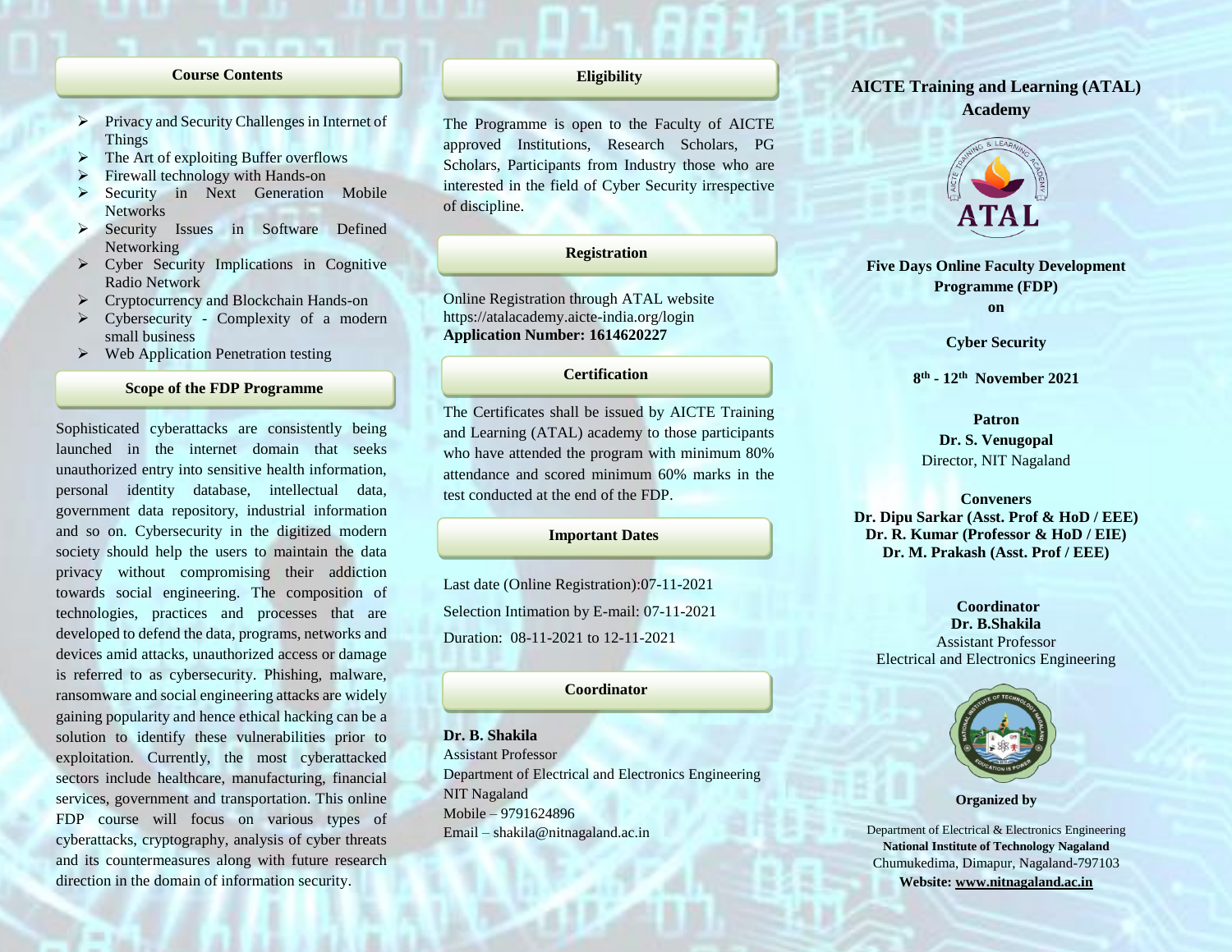## Course Contents

- Privacy and Security Challenges in Internet of Things
- The Art of exploiting Buffer overflows
- Firewall technology with Hands-on
- Security in Next Generation Mobile Networks
- Security Issues in Software Defined Networking
- Cyber Security Implications in Cognitive Radio Network
- Cryptocurrency and Blockchain Hands-on
- Cybersecurity - Complexity of a modern small business
- Web Application Penetration testing

## Scope of the FDP Programme

Sophisticated cyberattacks are consistently being launched in the internet domain that seeks unauthorized entry into sensitive health information, personal identity database, intellectual data, government data repository, industrial information and so on. Cybersecurity in the digitized modern society should help the users to maintain the data privacy without compromising their addiction towards social engineering. The composition of technologies, practices and processes that are developed to defend the data, programs, networks and devices amid attacks, unauthorized access or damage is referred to as cybersecurity. Phishing, malware, ransomware and social engineering attacks are widely gaining popularity and hence ethical hacking can be a solution to identify these vulnerabilities prior to exploitation. Currently, the most cyberattacked sectors include healthcare, manufacturing, financial services, government and transportation. This online FDP course will focus on various types of cyberattacks, cryptography, analysis of cyber threats and its countermeasures along with future research direction in the domain of information security.

## Eligibility

The Programme is open to the Faculty of AICTE approved Institutions, Research Scholars, PG Scholars, Participants from Industry those who are interested in the field of Cyber Security irrespective of discipline.

## Registration

Online Registration through ATAL website
https://atalacademy.aicte-india.org/login
**Application Number: 1614620227**

## Certification

The Certificates shall be issued by AICTE Training and Learning (ATAL) academy to those participants who have attended the program with minimum 80% attendance and scored minimum 60% marks in the test conducted at the end of the FDP.

## Important Dates

Last date (Online Registration):07-11-2021

Selection Intimation by E-mail: 07-11-2021

Duration: 08-11-2021 to 12-11-2021

## Coordinator

**Dr. B. Shakila**
Assistant Professor
Department of Electrical and Electronics Engineering
NIT Nagaland
Mobile – 9791624896
Email – shakila@nitnagaland.ac.in

# AICTE Training and Learning (ATAL) Academy

**Five Days Online Faculty Development Programme (FDP) on**

**Cyber Security**

**8th - 12th November 2021**

**Patron**
**Dr. S. Venugopal**
Director, NIT Nagaland

**Conveners**
**Dr. Dipu Sarkar (Asst. Prof & HoD / EEE)**
**Dr. R. Kumar (Professor & HoD / EIE)**
**Dr. M. Prakash (Asst. Prof / EEE)**

**Coordinator**
**Dr. B.Shakila**
Assistant Professor
Electrical and Electronics Engineering

**Organized by**

Department of Electrical & Electronics Engineering
**National Institute of Technology Nagaland**
Chumukedima, Dimapur, Nagaland-797103
**Website: www.nitnagaland.ac.in**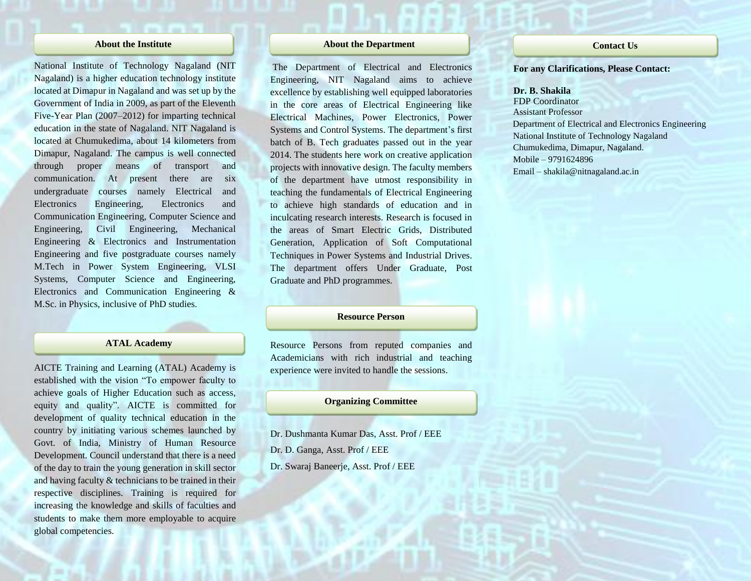## About the Institute

National Institute of Technology Nagaland (NIT Nagaland) is a higher education technology institute located at Dimapur in Nagaland and was set up by the Government of India in 2009, as part of the Eleventh Five-Year Plan (2007–2012) for imparting technical education in the state of Nagaland. NIT Nagaland is located at Chumukedima, about 14 kilometers from Dimapur, Nagaland. The campus is well connected through proper means of transport and communication. At present there are six undergraduate courses namely Electrical and Electronics Engineering, Electronics and Communication Engineering, Computer Science and Engineering, Civil Engineering, Mechanical Engineering & Electronics and Instrumentation Engineering and five postgraduate courses namely M.Tech in Power System Engineering, VLSI Systems, Computer Science and Engineering, Electronics and Communication Engineering & M.Sc. in Physics, inclusive of PhD studies.

## ATAL Academy

AICTE Training and Learning (ATAL) Academy is established with the vision "To empower faculty to achieve goals of Higher Education such as access, equity and quality". AICTE is committed for development of quality technical education in the country by initiating various schemes launched by Govt. of India, Ministry of Human Resource Development. Council understand that there is a need of the day to train the young generation in skill sector and having faculty & technicians to be trained in their respective disciplines. Training is required for increasing the knowledge and skills of faculties and students to make them more employable to acquire global competencies.

## About the Department

The Department of Electrical and Electronics Engineering, NIT Nagaland aims to achieve excellence by establishing well equipped laboratories in the core areas of Electrical Engineering like Electrical Machines, Power Electronics, Power Systems and Control Systems. The department's first batch of B. Tech graduates passed out in the year 2014. The students here work on creative application projects with innovative design. The faculty members of the department have utmost responsibility in teaching the fundamentals of Electrical Engineering to achieve high standards of education and in inculcating research interests. Research is focused in the areas of Smart Electric Grids, Distributed Generation, Application of Soft Computational Techniques in Power Systems and Industrial Drives. The department offers Under Graduate, Post Graduate and PhD programmes.

## Resource Person

Resource Persons from reputed companies and Academicians with rich industrial and teaching experience were invited to handle the sessions.

## Organizing Committee

Dr. Dushmanta Kumar Das, Asst. Prof / EEE

Dr. D. Ganga, Asst. Prof / EEE

Dr. Swaraj Baneerje, Asst. Prof / EEE

## Contact Us

**For any Clarifications, Please Contact:**

**Dr. B. Shakila**
FDP Coordinator
Assistant Professor
Department of Electrical and Electronics Engineering
National Institute of Technology Nagaland
Chumukedima, Dimapur, Nagaland.
Mobile – 9791624896
Email – shakila@nitnagaland.ac.in